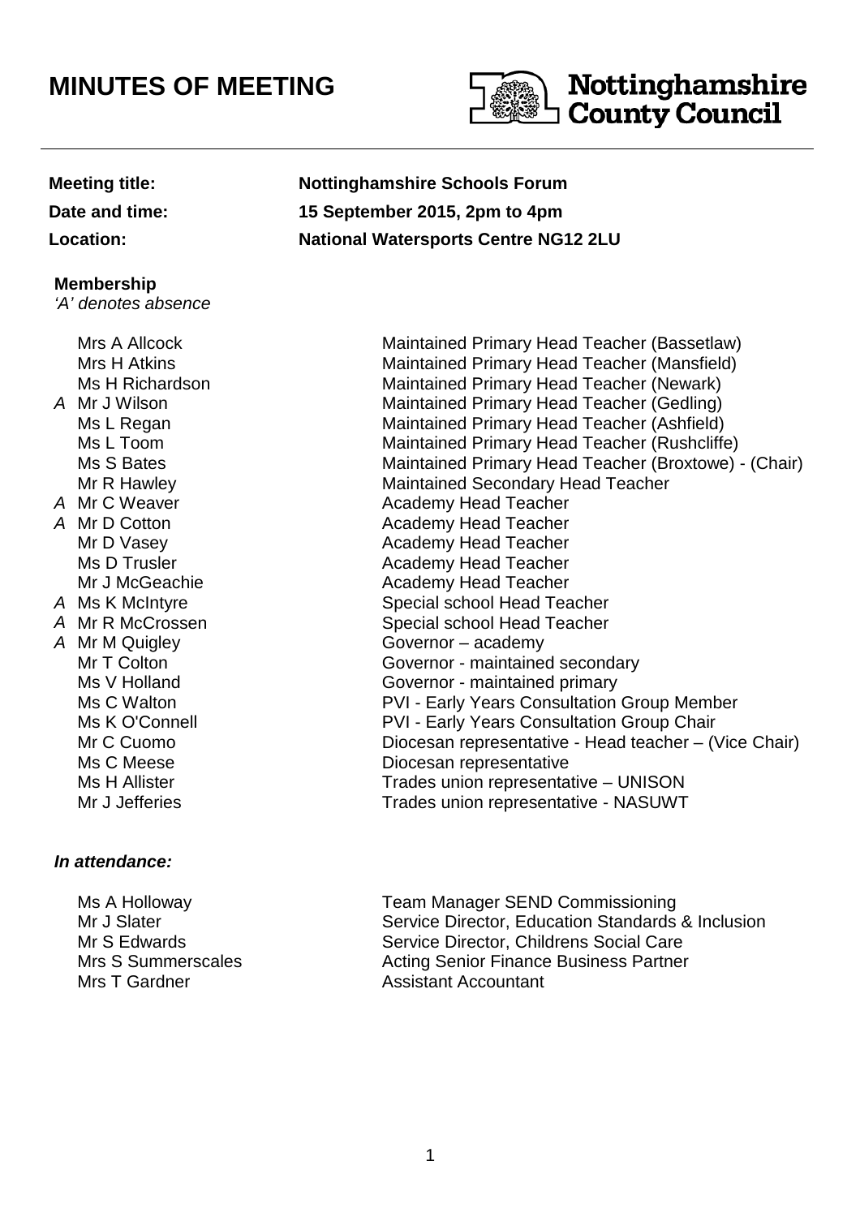# MINUTES OF MEETING

Nottinghamshire County Council

**Meeting title:** **Nottinghamshire Schools Forum**
**Date and time:** **15 September 2015, 2pm to 4pm**
**Location:** **National Watersports Centre NG12 2LU**

**Membership**
*'A' denotes absence*

| | Name | Role |
|---|---|---|
| | Mrs A Allcock | Maintained Primary Head Teacher (Bassetlaw) |
| | Mrs H Atkins | Maintained Primary Head Teacher (Mansfield) |
| | Ms H Richardson | Maintained Primary Head Teacher (Newark) |
| *A* | Mr J Wilson | Maintained Primary Head Teacher (Gedling) |
| | Ms L Regan | Maintained Primary Head Teacher (Ashfield) |
| | Ms L Toom | Maintained Primary Head Teacher (Rushcliffe) |
| | Ms S Bates | Maintained Primary Head Teacher (Broxtowe) - (Chair) |
| | Mr R Hawley | Maintained Secondary Head Teacher |
| *A* | Mr C Weaver | Academy Head Teacher |
| *A* | Mr D Cotton | Academy Head Teacher |
| | Mr D Vasey | Academy Head Teacher |
| | Ms D Trusler | Academy Head Teacher |
| | Mr J McGeachie | Academy Head Teacher |
| *A* | Ms K McIntyre | Special school Head Teacher |
| *A* | Mr R McCrossen | Special school Head Teacher |
| *A* | Mr M Quigley | Governor – academy |
| | Mr T Colton | Governor - maintained secondary |
| | Ms V Holland | Governor - maintained primary |
| | Ms C Walton | PVI - Early Years Consultation Group Member |
| | Ms K O'Connell | PVI - Early Years Consultation Group Chair |
| | Mr C Cuomo | Diocesan representative - Head teacher – (Vice Chair) |
| | Ms C Meese | Diocesan representative |
| | Ms H Allister | Trades union representative – UNISON |
| | Mr J Jefferies | Trades union representative - NASUWT |

***In attendance:***

| Name | Role |
|---|---|
| Ms A Holloway | Team Manager SEND Commissioning |
| Mr J Slater | Service Director, Education Standards & Inclusion |
| Mr S Edwards | Service Director, Childrens Social Care |
| Mrs S Summerscales | Acting Senior Finance Business Partner |
| Mrs T Gardner | Assistant Accountant |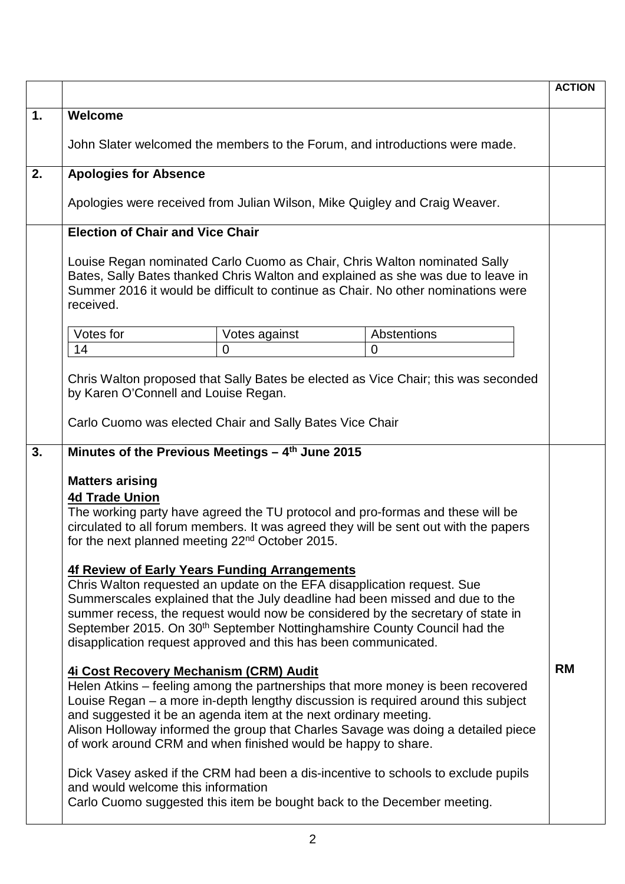| | | ACTION |
|---|---|---|
| 1. | **Welcome**<br><br>John Slater welcomed the members to the Forum, and introductions were made. | |
| 2. | **Apologies for Absence**<br><br>Apologies were received from Julian Wilson, Mike Quigley and Craig Weaver. | |
| | **Election of Chair and Vice Chair**<br><br>Louise Regan nominated Carlo Cuomo as Chair, Chris Walton nominated Sally Bates, Sally Bates thanked Chris Walton and explained as she was due to leave in Summer 2016 it would be difficult to continue as Chair. No other nominations were received.<br><br>Votes for: 14 — Votes against: 0 — Abstentions: 0<br><br>Chris Walton proposed that Sally Bates be elected as Vice Chair; this was seconded by Karen O'Connell and Louise Regan.<br><br>Carlo Cuomo was elected Chair and Sally Bates Vice Chair | |
| 3. | **Minutes of the Previous Meetings – 4th June 2015**<br><br>**Matters arising**<br>**4d Trade Union**<br>The working party have agreed the TU protocol and pro-formas and these will be circulated to all forum members. It was agreed they will be sent out with the papers for the next planned meeting 22nd October 2015.<br><br>**4f Review of Early Years Funding Arrangements**<br>Chris Walton requested an update on the EFA disapplication request. Sue Summerscales explained that the July deadline had been missed and due to the summer recess, the request would now be considered by the secretary of state in September 2015. On 30th September Nottinghamshire County Council had the disapplication request approved and this has been communicated.<br><br>**4i Cost Recovery Mechanism (CRM) Audit**<br>Helen Atkins – feeling among the partnerships that more money is been recovered<br>Louise Regan – a more in-depth lengthy discussion is required around this subject and suggested it be an agenda item at the next ordinary meeting.<br>Alison Holloway informed the group that Charles Savage was doing a detailed piece of work around CRM and when finished would be happy to share.<br><br>Dick Vasey asked if the CRM had been a dis-incentive to schools to exclude pupils and would welcome this information<br>Carlo Cuomo suggested this item be bought back to the December meeting. | **RM** |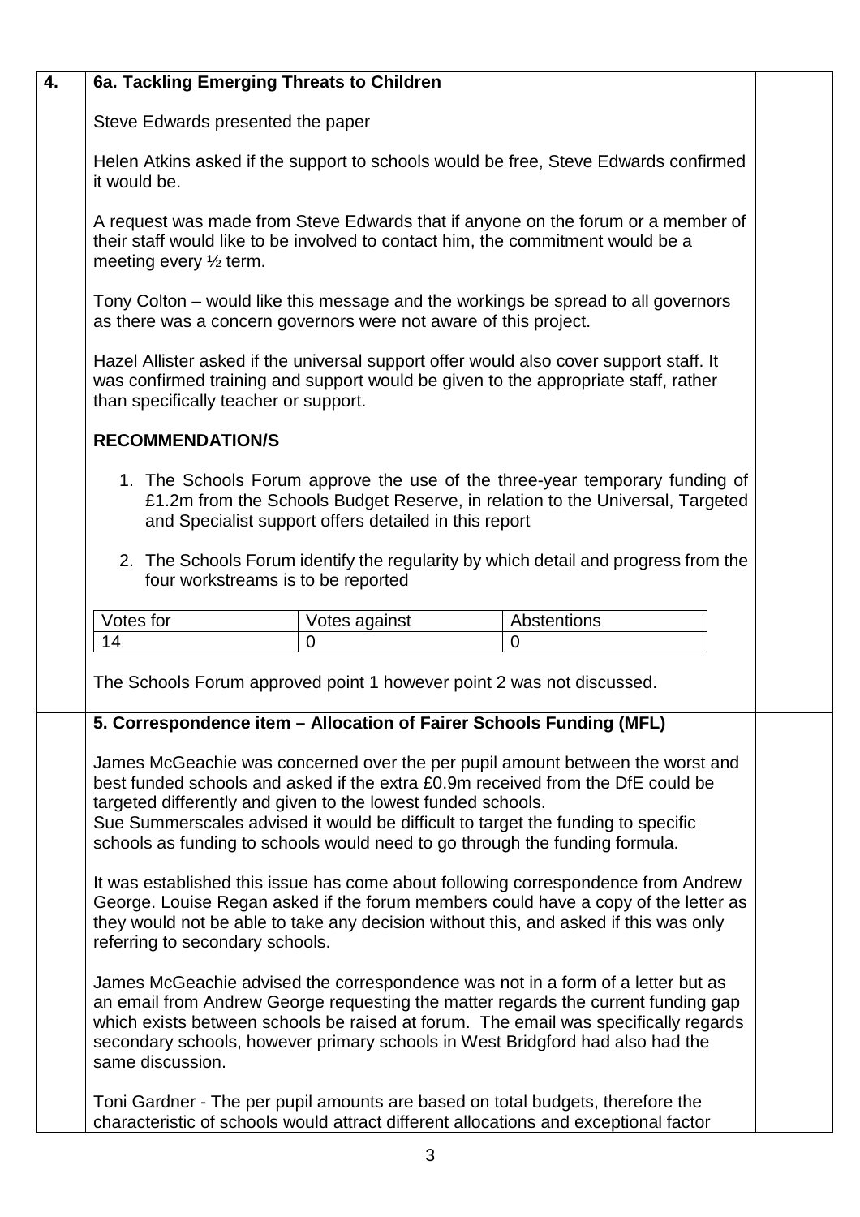**4.**

**6a. Tackling Emerging Threats to Children**

Steve Edwards presented the paper

Helen Atkins asked if the support to schools would be free, Steve Edwards confirmed it would be.

A request was made from Steve Edwards that if anyone on the forum or a member of their staff would like to be involved to contact him, the commitment would be a meeting every ½ term.

Tony Colton – would like this message and the workings be spread to all governors as there was a concern governors were not aware of this project.

Hazel Allister asked if the universal support offer would also cover support staff. It was confirmed training and support would be given to the appropriate staff, rather than specifically teacher or support.

**RECOMMENDATION/S**

1. The Schools Forum approve the use of the three-year temporary funding of £1.2m from the Schools Budget Reserve, in relation to the Universal, Targeted and Specialist support offers detailed in this report

2. The Schools Forum identify the regularity by which detail and progress from the four workstreams is to be reported

| Votes for | Votes against | Abstentions |
|---|---|---|
| 14 | 0 | 0 |

The Schools Forum approved point 1 however point 2 was not discussed.

**5. Correspondence item – Allocation of Fairer Schools Funding (MFL)**

James McGeachie was concerned over the per pupil amount between the worst and best funded schools and asked if the extra £0.9m received from the DfE could be targeted differently and given to the lowest funded schools.
Sue Summerscales advised it would be difficult to target the funding to specific schools as funding to schools would need to go through the funding formula.

It was established this issue has come about following correspondence from Andrew George. Louise Regan asked if the forum members could have a copy of the letter as they would not be able to take any decision without this, and asked if this was only referring to secondary schools.

James McGeachie advised the correspondence was not in a form of a letter but as an email from Andrew George requesting the matter regards the current funding gap which exists between schools be raised at forum. The email was specifically regards secondary schools, however primary schools in West Bridgford had also had the same discussion.

Toni Gardner - The per pupil amounts are based on total budgets, therefore the characteristic of schools would attract different allocations and exceptional factor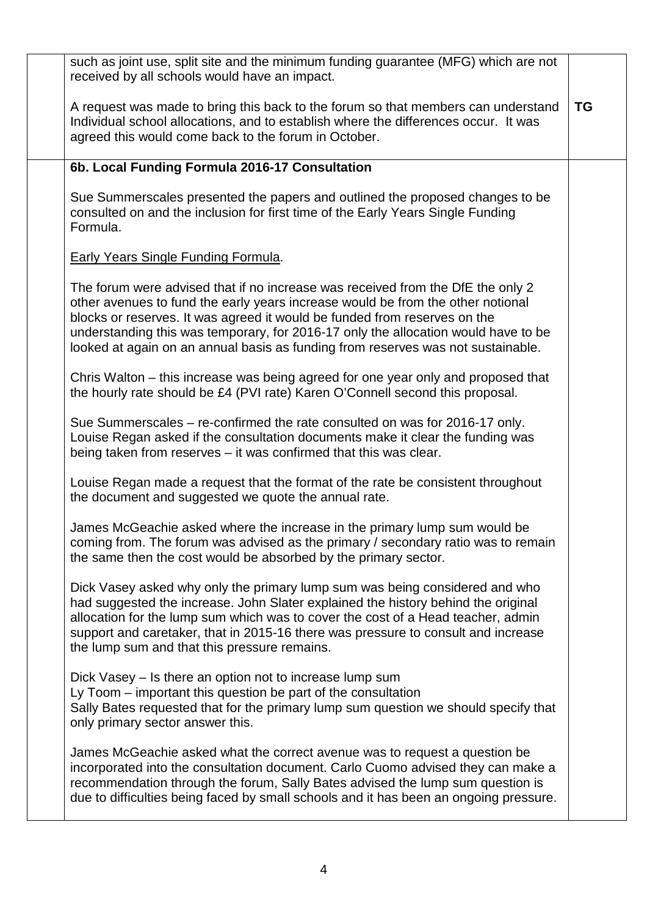| | | |
|---|---|---|
| | such as joint use, split site and the minimum funding guarantee (MFG) which are not received by all schools would have an impact.<br><br>A request was made to bring this back to the forum so that members can understand Individual school allocations, and to establish where the differences occur. It was agreed this would come back to the forum in October. | **TG** |
| | **6b. Local Funding Formula 2016-17 Consultation**<br><br>Sue Summerscales presented the papers and outlined the proposed changes to be consulted on and the inclusion for first time of the Early Years Single Funding Formula.<br><br><u>Early Years Single Funding Formula</u>.<br><br>The forum were advised that if no increase was received from the DfE the only 2 other avenues to fund the early years increase would be from the other notional blocks or reserves. It was agreed it would be funded from reserves on the understanding this was temporary, for 2016-17 only the allocation would have to be looked at again on an annual basis as funding from reserves was not sustainable.<br><br>Chris Walton – this increase was being agreed for one year only and proposed that the hourly rate should be £4 (PVI rate) Karen O'Connell second this proposal.<br><br>Sue Summerscales – re-confirmed the rate consulted on was for 2016-17 only. Louise Regan asked if the consultation documents make it clear the funding was being taken from reserves – it was confirmed that this was clear.<br><br>Louise Regan made a request that the format of the rate be consistent throughout the document and suggested we quote the annual rate.<br><br>James McGeachie asked where the increase in the primary lump sum would be coming from. The forum was advised as the primary / secondary ratio was to remain the same then the cost would be absorbed by the primary sector.<br><br>Dick Vasey asked why only the primary lump sum was being considered and who had suggested the increase. John Slater explained the history behind the original allocation for the lump sum which was to cover the cost of a Head teacher, admin support and caretaker, that in 2015-16 there was pressure to consult and increase the lump sum and that this pressure remains.<br><br>Dick Vasey – Is there an option not to increase lump sum<br>Ly Toom – important this question be part of the consultation<br>Sally Bates requested that for the primary lump sum question we should specify that only primary sector answer this.<br><br>James McGeachie asked what the correct avenue was to request a question be incorporated into the consultation document. Carlo Cuomo advised they can make a recommendation through the forum, Sally Bates advised the lump sum question is due to difficulties being faced by small schools and it has been an ongoing pressure. | |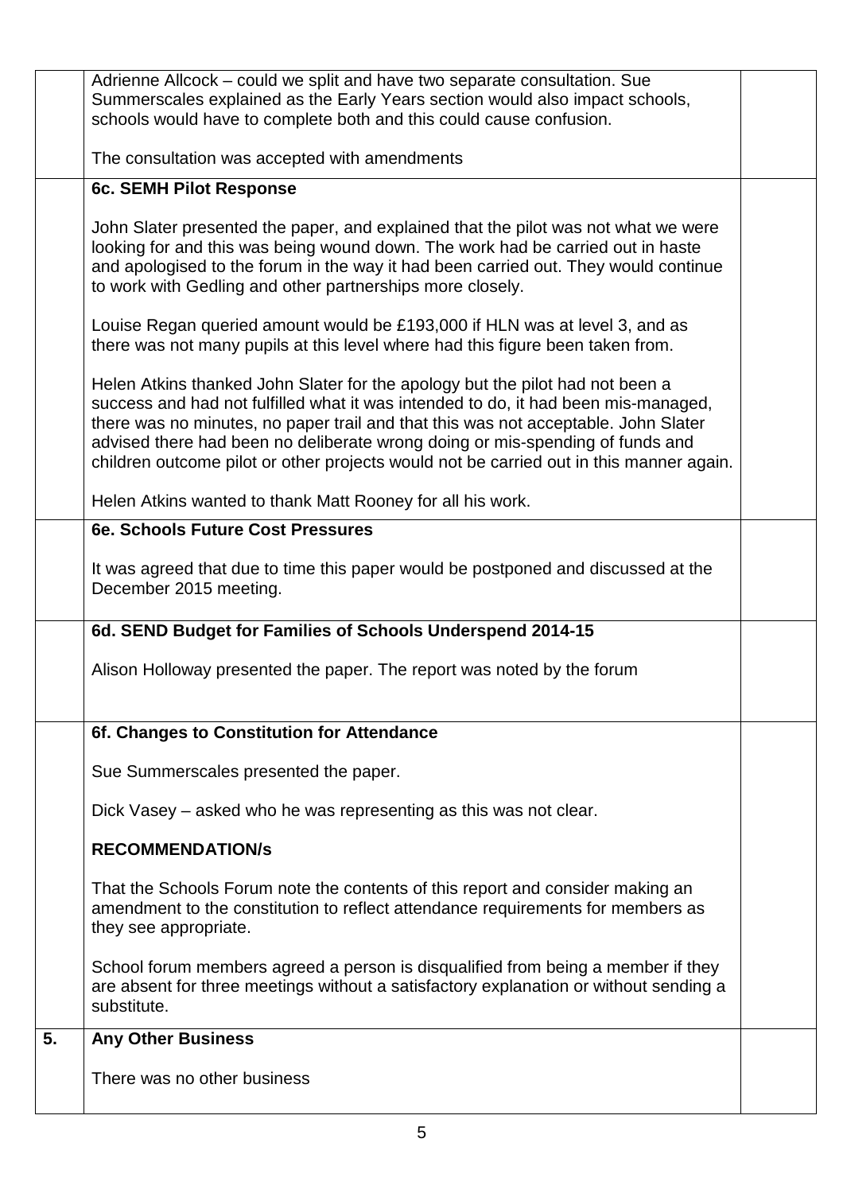| | | |
|---|---|---|
| | Adrienne Allcock – could we split and have two separate consultation. Sue Summerscales explained as the Early Years section would also impact schools, schools would have to complete both and this could cause confusion.<br><br>The consultation was accepted with amendments | |
| | **6c. SEMH Pilot Response**<br><br>John Slater presented the paper, and explained that the pilot was not what we were looking for and this was being wound down. The work had be carried out in haste and apologised to the forum in the way it had been carried out. They would continue to work with Gedling and other partnerships more closely.<br><br>Louise Regan queried amount would be £193,000 if HLN was at level 3, and as there was not many pupils at this level where had this figure been taken from.<br><br>Helen Atkins thanked John Slater for the apology but the pilot had not been a success and had not fulfilled what it was intended to do, it had been mis-managed, there was no minutes, no paper trail and that this was not acceptable. John Slater advised there had been no deliberate wrong doing or mis-spending of funds and children outcome pilot or other projects would not be carried out in this manner again.<br><br>Helen Atkins wanted to thank Matt Rooney for all his work. | |
| | **6e. Schools Future Cost Pressures**<br><br>It was agreed that due to time this paper would be postponed and discussed at the December 2015 meeting. | |
| | **6d. SEND Budget for Families of Schools Underspend 2014-15**<br><br>Alison Holloway presented the paper. The report was noted by the forum | |
| | **6f. Changes to Constitution for Attendance**<br><br>Sue Summerscales presented the paper.<br><br>Dick Vasey – asked who he was representing as this was not clear.<br><br>**RECOMMENDATION/s**<br><br>That the Schools Forum note the contents of this report and consider making an amendment to the constitution to reflect attendance requirements for members as they see appropriate.<br><br>School forum members agreed a person is disqualified from being a member if they are absent for three meetings without a satisfactory explanation or without sending a substitute. | |
| **5.** | **Any Other Business**<br><br>There was no other business | |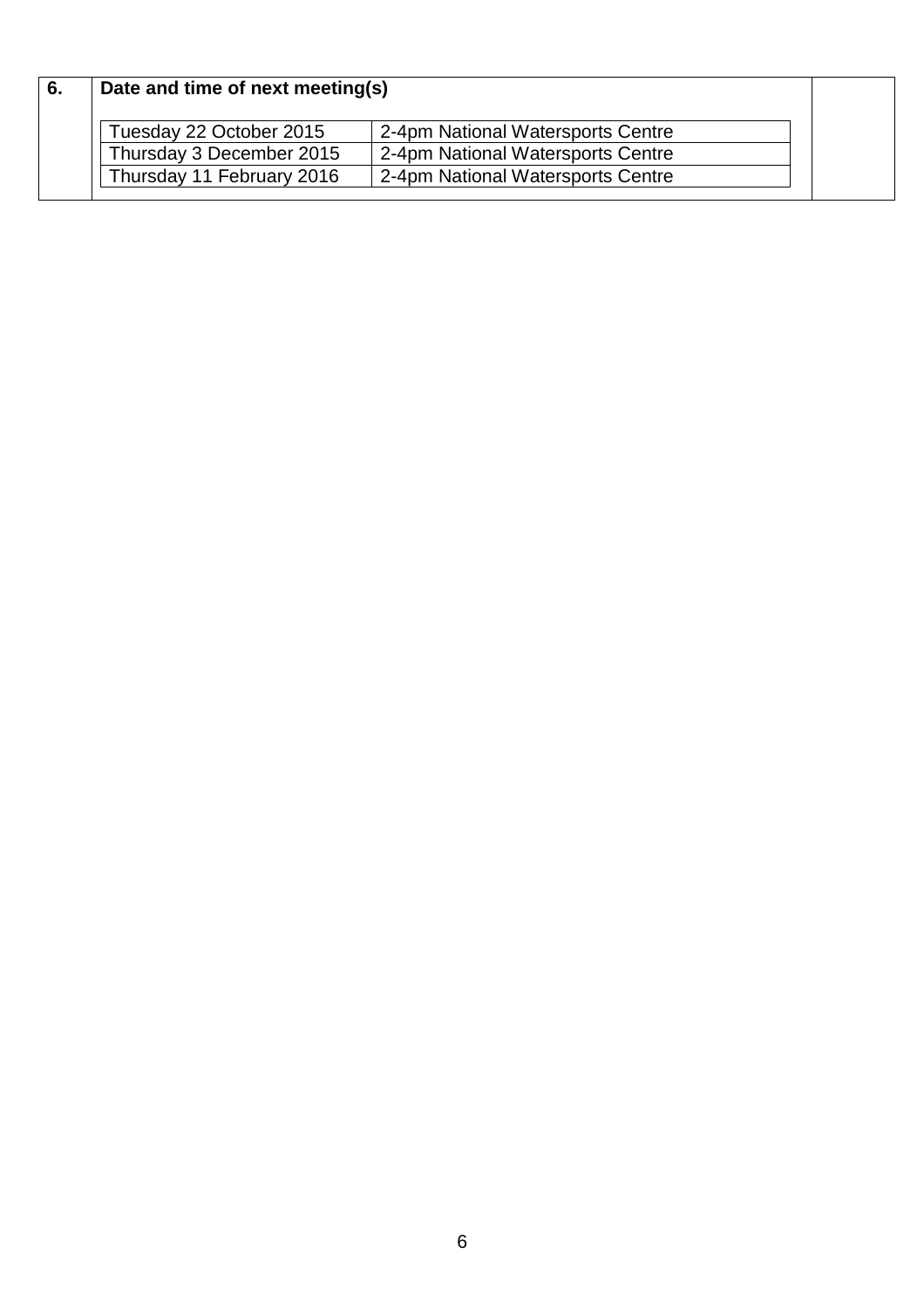| 6. | Date and time of next meeting(s) | |
|---|---|---|

**Date and time of next meeting(s)**

| | |
|---|---|
| Tuesday 22 October 2015 | 2-4pm National Watersports Centre |
| Thursday 3 December 2015 | 2-4pm National Watersports Centre |
| Thursday 11 February 2016 | 2-4pm National Watersports Centre |